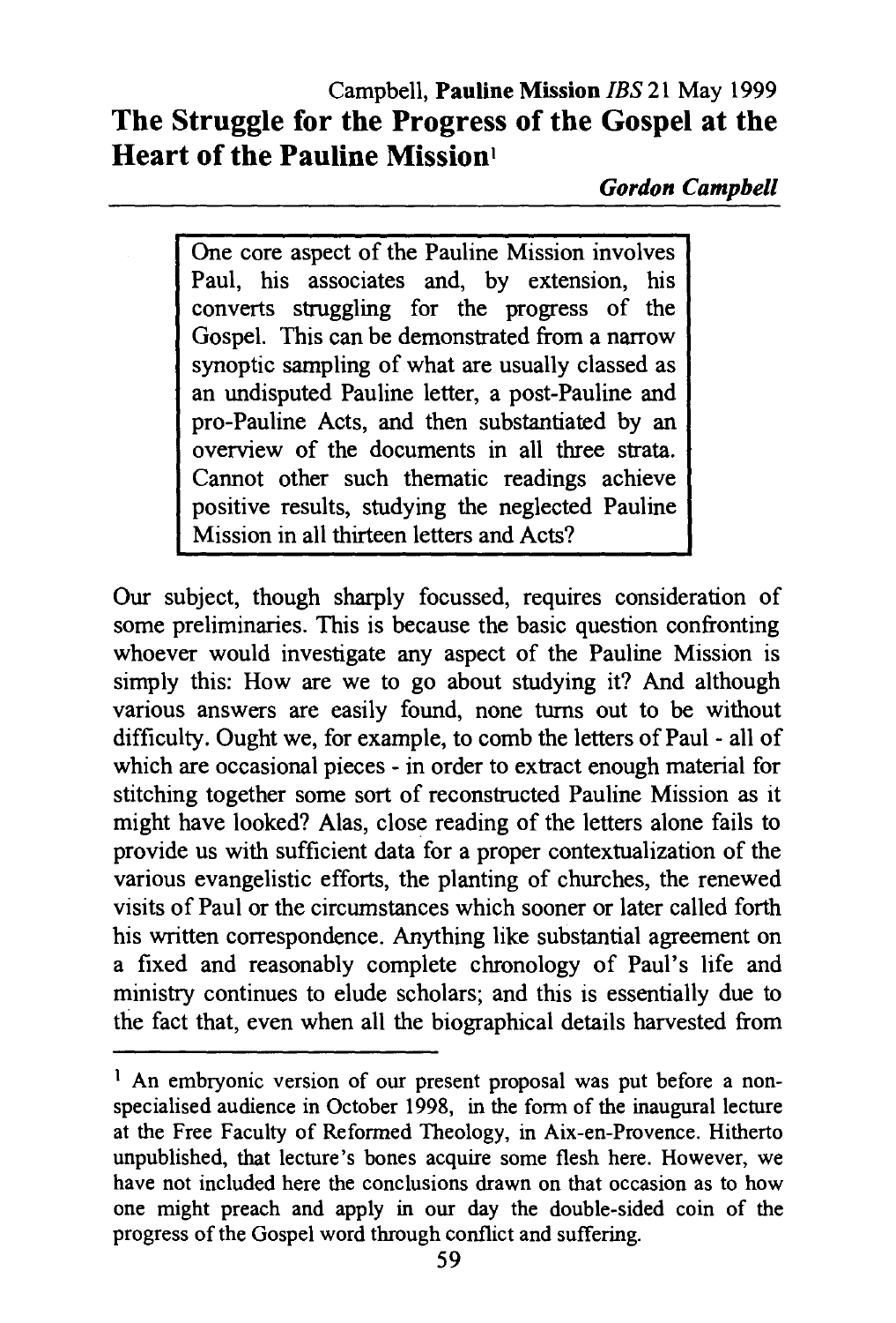# The Struggle for the Progress of the Gospel at the Heart of the Pauline Mission[1]

*Gordon Campbell*

> One core aspect of the Pauline Mission involves Paul, his associates and, by extension, his converts struggling for the progress of the Gospel. This can be demonstrated from a narrow synoptic sampling of what are usually classed as an undisputed Pauline letter, a post-Pauline and pro-Pauline Acts, and then substantiated by an overview of the documents in all three strata. Cannot other such thematic readings achieve positive results, studying the neglected Pauline Mission in all thirteen letters and Acts?

Our subject, though sharply focussed, requires consideration of some preliminaries. This is because the basic question confronting whoever would investigate any aspect of the Pauline Mission is simply this: How are we to go about studying it? And although various answers are easily found, none turns out to be without difficulty. Ought we, for example, to comb the letters of Paul - all of which are occasional pieces - in order to extract enough material for stitching together some sort of reconstructed Pauline Mission as it might have looked? Alas, close reading of the letters alone fails to provide us with sufficient data for a proper contextualization of the various evangelistic efforts, the planting of churches, the renewed visits of Paul or the circumstances which sooner or later called forth his written correspondence. Anything like substantial agreement on a fixed and reasonably complete chronology of Paul's life and ministry continues to elude scholars; and this is essentially due to the fact that, even when all the biographical details harvested from

[1] An embryonic version of our present proposal was put before a non-specialised audience in October 1998, in the form of the inaugural lecture at the Free Faculty of Reformed Theology, in Aix-en-Provence. Hitherto unpublished, that lecture's bones acquire some flesh here. However, we have not included here the conclusions drawn on that occasion as to how one might preach and apply in our day the double-sided coin of the progress of the Gospel word through conflict and suffering.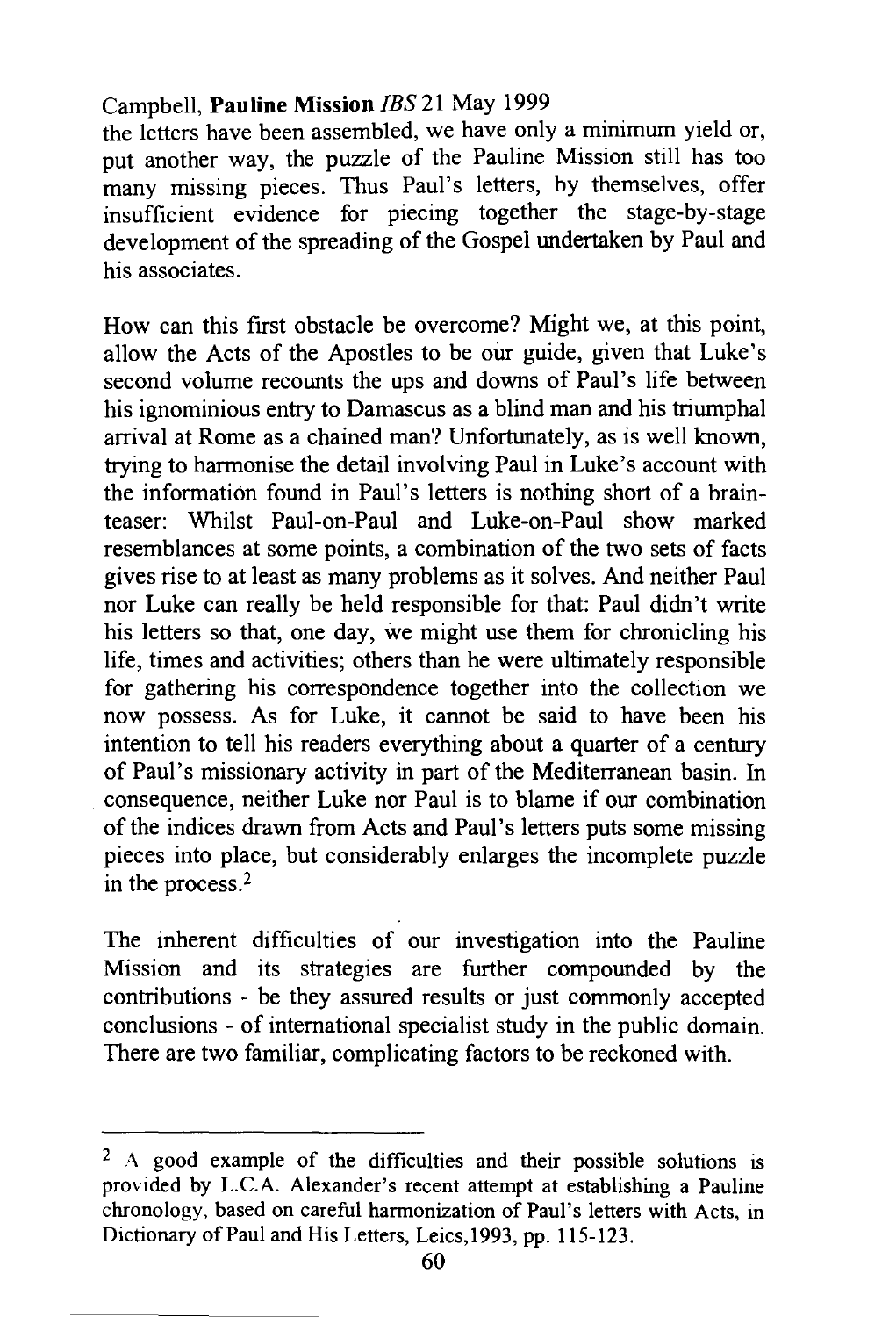the letters have been assembled, we have only a minimum yield or, put another way, the puzzle of the Pauline Mission still has too many missing pieces. Thus Paul's letters, by themselves, offer insufficient evidence for piecing together the stage-by-stage development of the spreading of the Gospel undertaken by Paul and his associates.

How can this first obstacle be overcome? Might we, at this point, allow the Acts of the Apostles to be our guide, given that Luke's second volume recounts the ups and downs of Paul's life between his ignominious entry to Damascus as a blind man and his triumphal arrival at Rome as a chained man? Unfortunately, as is well known, trying to harmonise the detail involving Paul in Luke's account with the information found in Paul's letters is nothing short of a brain-teaser: Whilst Paul-on-Paul and Luke-on-Paul show marked resemblances at some points, a combination of the two sets of facts gives rise to at least as many problems as it solves. And neither Paul nor Luke can really be held responsible for that: Paul didn't write his letters so that, one day, we might use them for chronicling his life, times and activities; others than he were ultimately responsible for gathering his correspondence together into the collection we now possess. As for Luke, it cannot be said to have been his intention to tell his readers everything about a quarter of a century of Paul's missionary activity in part of the Mediterranean basin. In consequence, neither Luke nor Paul is to blame if our combination of the indices drawn from Acts and Paul's letters puts some missing pieces into place, but considerably enlarges the incomplete puzzle in the process.[2]

The inherent difficulties of our investigation into the Pauline Mission and its strategies are further compounded by the contributions - be they assured results or just commonly accepted conclusions - of international specialist study in the public domain. There are two familiar, complicating factors to be reckoned with.

---

[2] A good example of the difficulties and their possible solutions is provided by L.C.A. Alexander's recent attempt at establishing a Pauline chronology, based on careful harmonization of Paul's letters with Acts, in Dictionary of Paul and His Letters, Leics, 1993, pp. 115-123.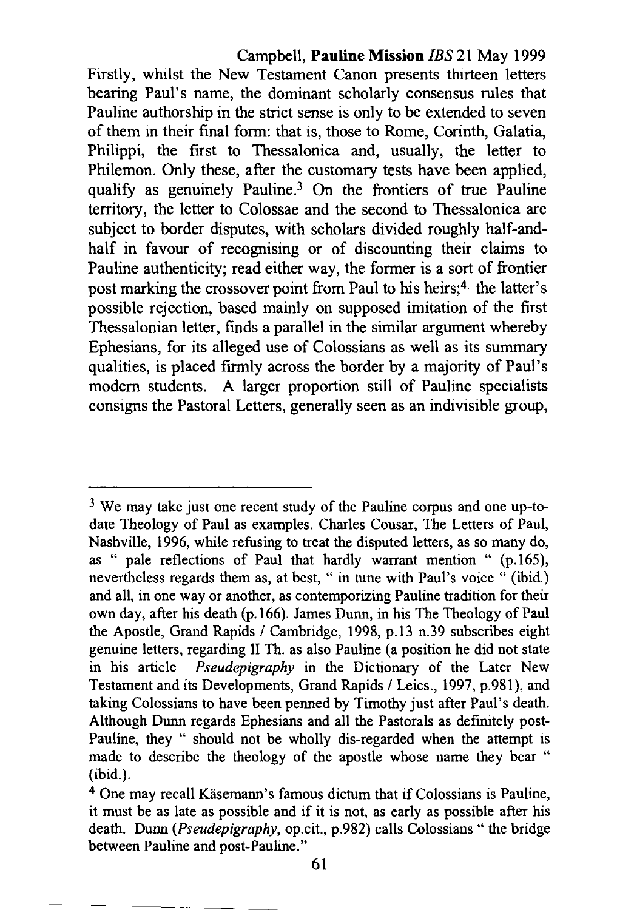Firstly, whilst the New Testament Canon presents thirteen letters bearing Paul's name, the dominant scholarly consensus rules that Pauline authorship in the strict sense is only to be extended to seven of them in their final form: that is, those to Rome, Corinth, Galatia, Philippi, the first to Thessalonica and, usually, the letter to Philemon. Only these, after the customary tests have been applied, qualify as genuinely Pauline.[3] On the frontiers of true Pauline territory, the letter to Colossae and the second to Thessalonica are subject to border disputes, with scholars divided roughly half-and-half in favour of recognising or of discounting their claims to Pauline authenticity; read either way, the former is a sort of frontier post marking the crossover point from Paul to his heirs;[4] the latter's possible rejection, based mainly on supposed imitation of the first Thessalonian letter, finds a parallel in the similar argument whereby Ephesians, for its alleged use of Colossians as well as its summary qualities, is placed firmly across the border by a majority of Paul's modern students. A larger proportion still of Pauline specialists consigns the Pastoral Letters, generally seen as an indivisible group,

---

[3] We may take just one recent study of the Pauline corpus and one up-to-date Theology of Paul as examples. Charles Cousar, The Letters of Paul, Nashville, 1996, while refusing to treat the disputed letters, as so many do, as " pale reflections of Paul that hardly warrant mention " (p.165), nevertheless regards them as, at best, " in tune with Paul's voice " (ibid.) and all, in one way or another, as contemporizing Pauline tradition for their own day, after his death (p.166). James Dunn, in his The Theology of Paul the Apostle, Grand Rapids / Cambridge, 1998, p.13 n.39 subscribes eight genuine letters, regarding II Th. as also Pauline (a position he did not state in his article *Pseudepigraphy* in the Dictionary of the Later New Testament and its Developments, Grand Rapids / Leics., 1997, p.981), and taking Colossians to have been penned by Timothy just after Paul's death. Although Dunn regards Ephesians and all the Pastorals as definitely post-Pauline, they " should not be wholly dis-regarded when the attempt is made to describe the theology of the apostle whose name they bear " (ibid.).

[4] One may recall Käsemann's famous dictum that if Colossians is Pauline, it must be as late as possible and if it is not, as early as possible after his death. Dunn (*Pseudepigraphy*, op.cit., p.982) calls Colossians " the bridge between Pauline and post-Pauline."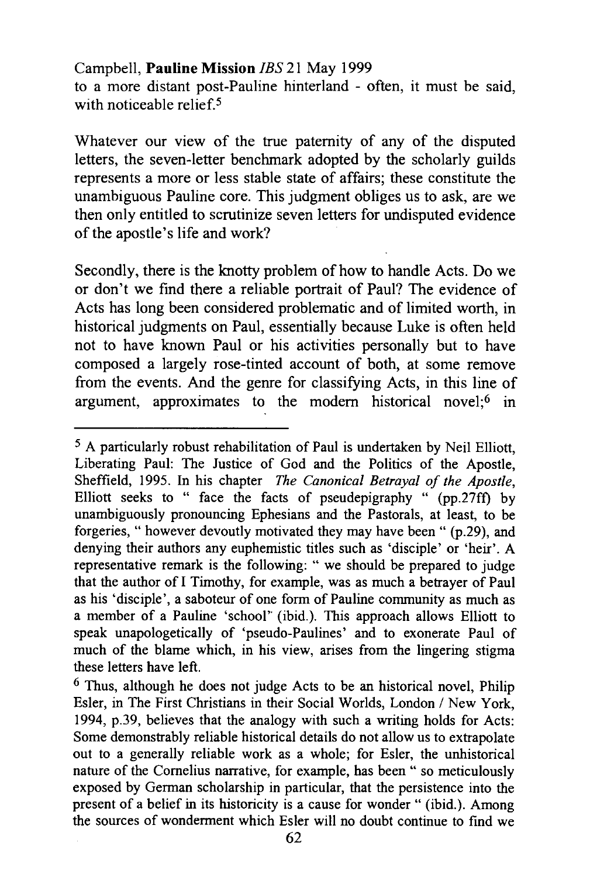to a more distant post-Pauline hinterland - often, it must be said, with noticeable relief.[5]

Whatever our view of the true paternity of any of the disputed letters, the seven-letter benchmark adopted by the scholarly guilds represents a more or less stable state of affairs; these constitute the unambiguous Pauline core. This judgment obliges us to ask, are we then only entitled to scrutinize seven letters for undisputed evidence of the apostle's life and work?

Secondly, there is the knotty problem of how to handle Acts. Do we or don't we find there a reliable portrait of Paul? The evidence of Acts has long been considered problematic and of limited worth, in historical judgments on Paul, essentially because Luke is often held not to have known Paul or his activities personally but to have composed a largely rose-tinted account of both, at some remove from the events. And the genre for classifying Acts, in this line of argument, approximates to the modern historical novel;[6] in

---

[5] A particularly robust rehabilitation of Paul is undertaken by Neil Elliott, Liberating Paul: The Justice of God and the Politics of the Apostle, Sheffield, 1995. In his chapter *The Canonical Betrayal of the Apostle*, Elliott seeks to " face the facts of pseudepigraphy " (pp.27ff) by unambiguously pronouncing Ephesians and the Pastorals, at least, to be forgeries, " however devoutly motivated they may have been " (p.29), and denying their authors any euphemistic titles such as 'disciple' or 'heir'. A representative remark is the following: " we should be prepared to judge that the author of I Timothy, for example, was as much a betrayer of Paul as his 'disciple', a saboteur of one form of Pauline community as much as a member of a Pauline 'school" (ibid.). This approach allows Elliott to speak unapologetically of 'pseudo-Paulines' and to exonerate Paul of much of the blame which, in his view, arises from the lingering stigma these letters have left.

[6] Thus, although he does not judge Acts to be an historical novel, Philip Esler, in The First Christians in their Social Worlds, London / New York, 1994, p.39, believes that the analogy with such a writing holds for Acts: Some demonstrably reliable historical details do not allow us to extrapolate out to a generally reliable work as a whole; for Esler, the unhistorical nature of the Cornelius narrative, for example, has been " so meticulously exposed by German scholarship in particular, that the persistence into the present of a belief in its historicity is a cause for wonder " (ibid.). Among the sources of wonderment which Esler will no doubt continue to find we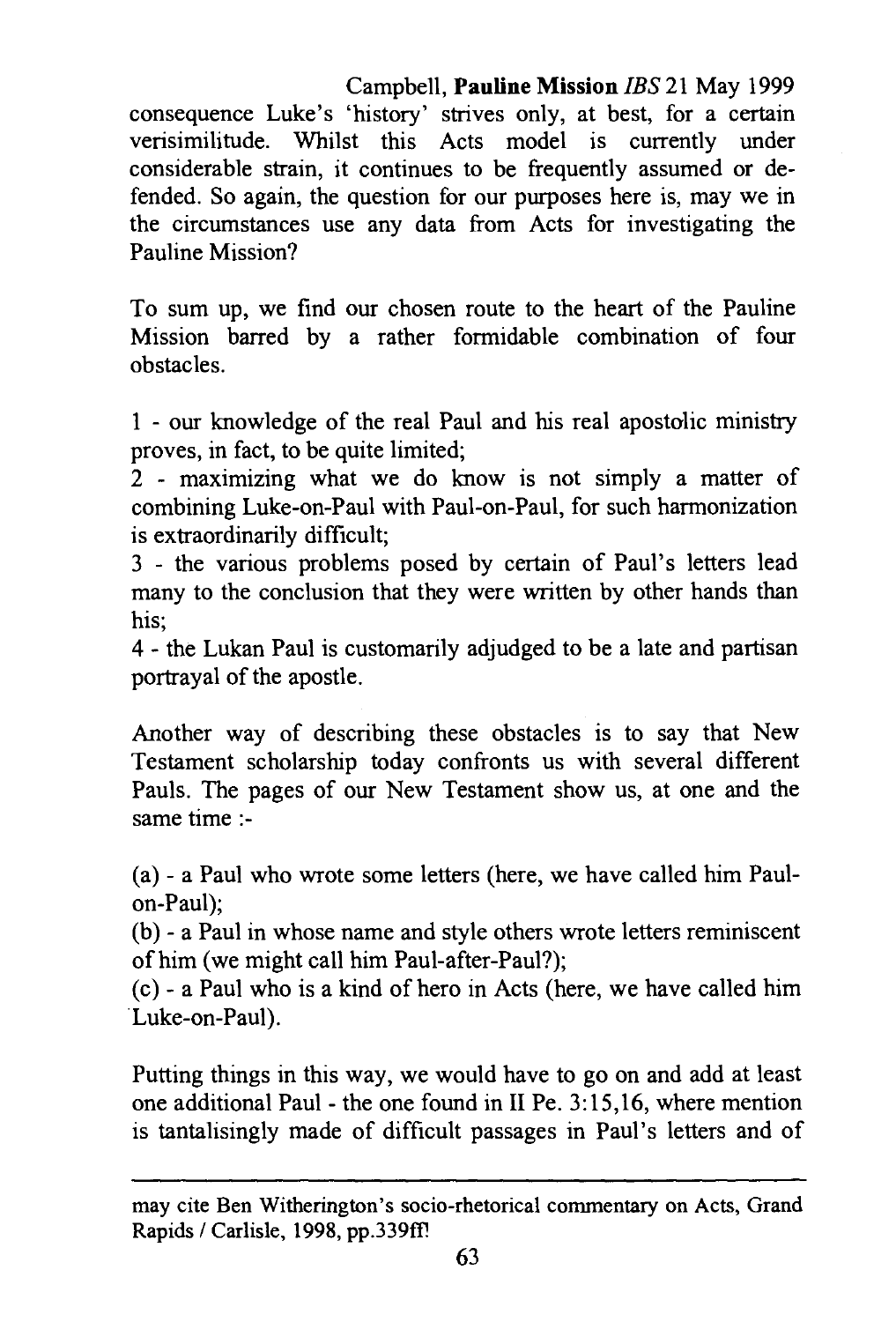consequence Luke's 'history' strives only, at best, for a certain verisimilitude. Whilst this Acts model is currently under considerable strain, it continues to be frequently assumed or defended. So again, the question for our purposes here is, may we in the circumstances use any data from Acts for investigating the Pauline Mission?

To sum up, we find our chosen route to the heart of the Pauline Mission barred by a rather formidable combination of four obstacles.

1 - our knowledge of the real Paul and his real apostolic ministry proves, in fact, to be quite limited;
2 - maximizing what we do know is not simply a matter of combining Luke-on-Paul with Paul-on-Paul, for such harmonization is extraordinarily difficult;
3 - the various problems posed by certain of Paul's letters lead many to the conclusion that they were written by other hands than his;
4 - the Lukan Paul is customarily adjudged to be a late and partisan portrayal of the apostle.

Another way of describing these obstacles is to say that New Testament scholarship today confronts us with several different Pauls. The pages of our New Testament show us, at one and the same time :-

(a) - a Paul who wrote some letters (here, we have called him Paul-on-Paul);
(b) - a Paul in whose name and style others wrote letters reminiscent of him (we might call him Paul-after-Paul?);
(c) - a Paul who is a kind of hero in Acts (here, we have called him Luke-on-Paul).

Putting things in this way, we would have to go on and add at least one additional Paul - the one found in II Pe. 3:15,16, where mention is tantalisingly made of difficult passages in Paul's letters and of

---

may cite Ben Witherington's socio-rhetorical commentary on Acts, Grand Rapids / Carlisle, 1998, pp.339ff!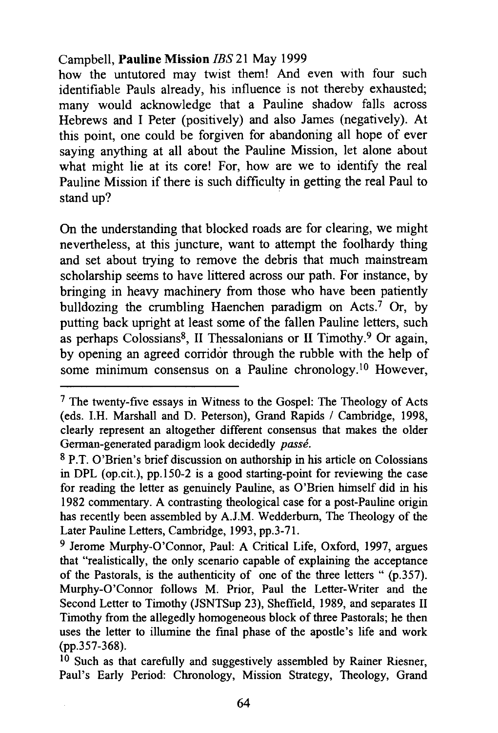how the untutored may twist them! And even with four such identifiable Pauls already, his influence is not thereby exhausted; many would acknowledge that a Pauline shadow falls across Hebrews and I Peter (positively) and also James (negatively). At this point, one could be forgiven for abandoning all hope of ever saying anything at all about the Pauline Mission, let alone about what might lie at its core! For, how are we to identify the real Pauline Mission if there is such difficulty in getting the real Paul to stand up?

On the understanding that blocked roads are for clearing, we might nevertheless, at this juncture, want to attempt the foolhardy thing and set about trying to remove the debris that much mainstream scholarship seems to have littered across our path. For instance, by bringing in heavy machinery from those who have been patiently bulldozing the crumbling Haenchen paradigm on Acts.[7] Or, by putting back upright at least some of the fallen Pauline letters, such as perhaps Colossians[8], II Thessalonians or II Timothy.[9] Or again, by opening an agreed corridor through the rubble with the help of some minimum consensus on a Pauline chronology.[10] However,

---

[7] The twenty-five essays in Witness to the Gospel: The Theology of Acts (eds. I.H. Marshall and D. Peterson), Grand Rapids / Cambridge, 1998, clearly represent an altogether different consensus that makes the older German-generated paradigm look decidedly *passé*.

[8] P.T. O'Brien's brief discussion on authorship in his article on Colossians in DPL (op.cit.), pp.150-2 is a good starting-point for reviewing the case for reading the letter as genuinely Pauline, as O'Brien himself did in his 1982 commentary. A contrasting theological case for a post-Pauline origin has recently been assembled by A.J.M. Wedderburn, The Theology of the Later Pauline Letters, Cambridge, 1993, pp.3-71.

[9] Jerome Murphy-O'Connor, Paul: A Critical Life, Oxford, 1997, argues that "realistically, the only scenario capable of explaining the acceptance of the Pastorals, is the authenticity of one of the three letters " (p.357). Murphy-O'Connor follows M. Prior, Paul the Letter-Writer and the Second Letter to Timothy (JSNTSup 23), Sheffield, 1989, and separates II Timothy from the allegedly homogeneous block of three Pastorals; he then uses the letter to illumine the final phase of the apostle's life and work (pp.357-368).

[10] Such as that carefully and suggestively assembled by Rainer Riesner, Paul's Early Period: Chronology, Mission Strategy, Theology, Grand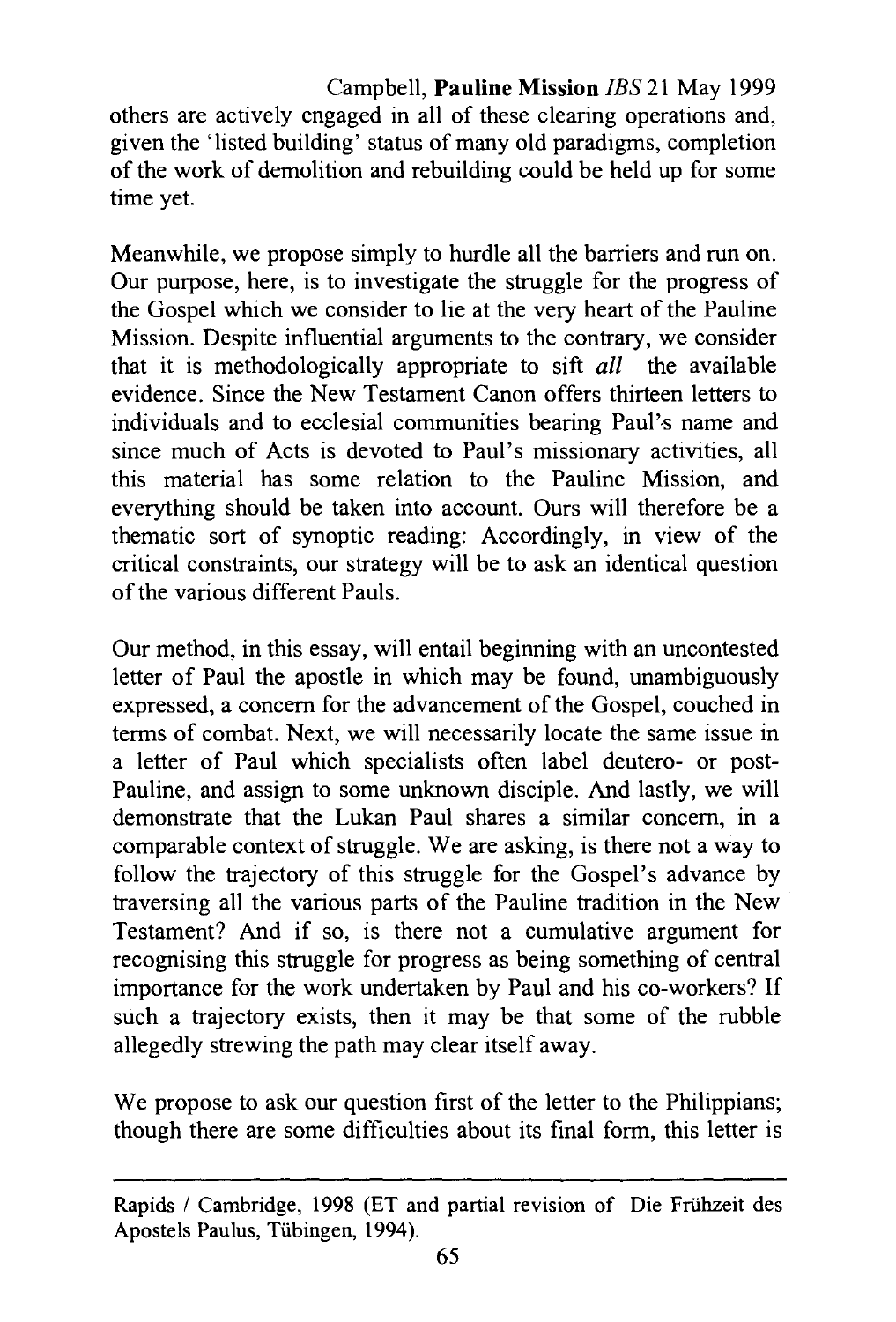others are actively engaged in all of these clearing operations and, given the 'listed building' status of many old paradigms, completion of the work of demolition and rebuilding could be held up for some time yet.

Meanwhile, we propose simply to hurdle all the barriers and run on. Our purpose, here, is to investigate the struggle for the progress of the Gospel which we consider to lie at the very heart of the Pauline Mission. Despite influential arguments to the contrary, we consider that it is methodologically appropriate to sift *all* the available evidence. Since the New Testament Canon offers thirteen letters to individuals and to ecclesial communities bearing Paul's name and since much of Acts is devoted to Paul's missionary activities, all this material has some relation to the Pauline Mission, and everything should be taken into account. Ours will therefore be a thematic sort of synoptic reading: Accordingly, in view of the critical constraints, our strategy will be to ask an identical question of the various different Pauls.

Our method, in this essay, will entail beginning with an uncontested letter of Paul the apostle in which may be found, unambiguously expressed, a concern for the advancement of the Gospel, couched in terms of combat. Next, we will necessarily locate the same issue in a letter of Paul which specialists often label deutero- or post-Pauline, and assign to some unknown disciple. And lastly, we will demonstrate that the Lukan Paul shares a similar concern, in a comparable context of struggle. We are asking, is there not a way to follow the trajectory of this struggle for the Gospel's advance by traversing all the various parts of the Pauline tradition in the New Testament? And if so, is there not a cumulative argument for recognising this struggle for progress as being something of central importance for the work undertaken by Paul and his co-workers? If such a trajectory exists, then it may be that some of the rubble allegedly strewing the path may clear itself away.

We propose to ask our question first of the letter to the Philippians; though there are some difficulties about its final form, this letter is

---

Rapids / Cambridge, 1998 (ET and partial revision of Die Frühzeit des Apostels Paulus, Tübingen, 1994).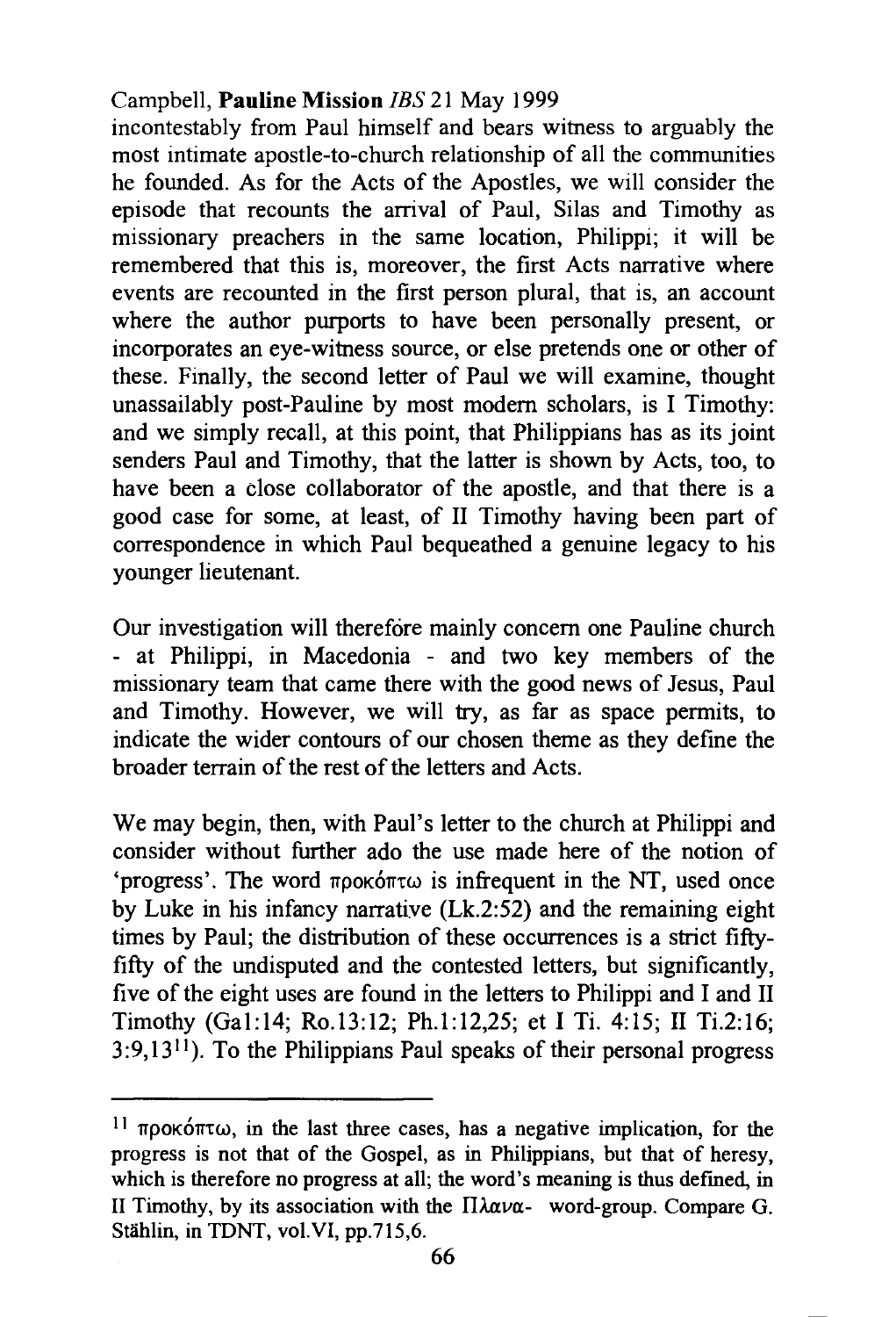incontestably from Paul himself and bears witness to arguably the most intimate apostle-to-church relationship of all the communities he founded. As for the Acts of the Apostles, we will consider the episode that recounts the arrival of Paul, Silas and Timothy as missionary preachers in the same location, Philippi; it will be remembered that this is, moreover, the first Acts narrative where events are recounted in the first person plural, that is, an account where the author purports to have been personally present, or incorporates an eye-witness source, or else pretends one or other of these. Finally, the second letter of Paul we will examine, thought unassailably post-Pauline by most modern scholars, is I Timothy: and we simply recall, at this point, that Philippians has as its joint senders Paul and Timothy, that the latter is shown by Acts, too, to have been a close collaborator of the apostle, and that there is a good case for some, at least, of II Timothy having been part of correspondence in which Paul bequeathed a genuine legacy to his younger lieutenant.

Our investigation will therefore mainly concern one Pauline church - at Philippi, in Macedonia - and two key members of the missionary team that came there with the good news of Jesus, Paul and Timothy. However, we will try, as far as space permits, to indicate the wider contours of our chosen theme as they define the broader terrain of the rest of the letters and Acts.

We may begin, then, with Paul's letter to the church at Philippi and consider without further ado the use made here of the notion of 'progress'. The word προκόπτω is infrequent in the NT, used once by Luke in his infancy narrative (Lk.2:52) and the remaining eight times by Paul; the distribution of these occurrences is a strict fifty-fifty of the undisputed and the contested letters, but significantly, five of the eight uses are found in the letters to Philippi and I and II Timothy (Gal:14; Ro.13:12; Ph.1:12,25; et I Ti. 4:15; II Ti.2:16; 3:9,13[11]). To the Philippians Paul speaks of their personal progress

---

[11] προκόπτω, in the last three cases, has a negative implication, for the progress is not that of the Gospel, as in Philippians, but that of heresy, which is therefore no progress at all; the word's meaning is thus defined, in II Timothy, by its association with the Πλανα- word-group. Compare G. Stählin, in TDNT, vol.VI, pp.715,6.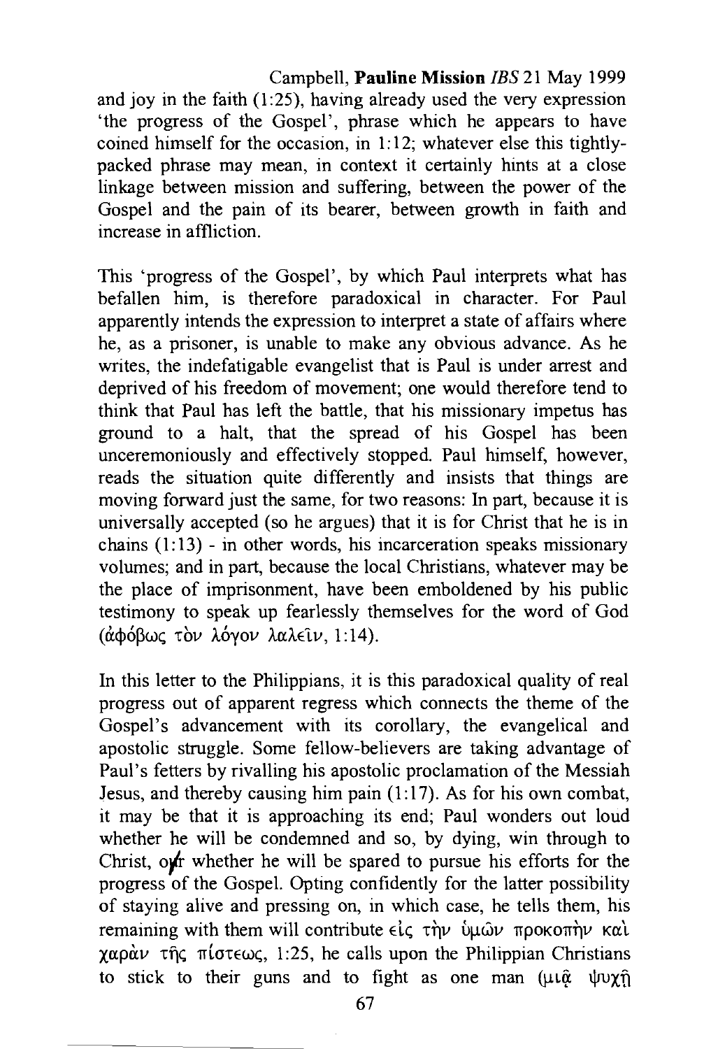and joy in the faith (1:25), having already used the very expression 'the progress of the Gospel', phrase which he appears to have coined himself for the occasion, in 1:12; whatever else this tightly-packed phrase may mean, in context it certainly hints at a close linkage between mission and suffering, between the power of the Gospel and the pain of its bearer, between growth in faith and increase in affliction.

This 'progress of the Gospel', by which Paul interprets what has befallen him, is therefore paradoxical in character. For Paul apparently intends the expression to interpret a state of affairs where he, as a prisoner, is unable to make any obvious advance. As he writes, the indefatigable evangelist that is Paul is under arrest and deprived of his freedom of movement; one would therefore tend to think that Paul has left the battle, that his missionary impetus has ground to a halt, that the spread of his Gospel has been unceremoniously and effectively stopped. Paul himself, however, reads the situation quite differently and insists that things are moving forward just the same, for two reasons: In part, because it is universally accepted (so he argues) that it is for Christ that he is in chains (1:13) - in other words, his incarceration speaks missionary volumes; and in part, because the local Christians, whatever may be the place of imprisonment, have been emboldened by his public testimony to speak up fearlessly themselves for the word of God (ἀφόβως τὸν λόγον λαλεῖν, 1:14).

In this letter to the Philippians, it is this paradoxical quality of real progress out of apparent regress which connects the theme of the Gospel's advancement with its corollary, the evangelical and apostolic struggle. Some fellow-believers are taking advantage of Paul's fetters by rivalling his apostolic proclamation of the Messiah Jesus, and thereby causing him pain (1:17). As for his own combat, it may be that it is approaching its end; Paul wonders out loud whether he will be condemned and so, by dying, win through to Christ, or whether he will be spared to pursue his efforts for the progress of the Gospel. Opting confidently for the latter possibility of staying alive and pressing on, in which case, he tells them, his remaining with them will contribute εἰς τὴν ὑμῶν προκοπὴν καὶ χαρὰν τῆς πίστεως, 1:25, he calls upon the Philippian Christians to stick to their guns and to fight as one man (μιᾷ ψυχῇ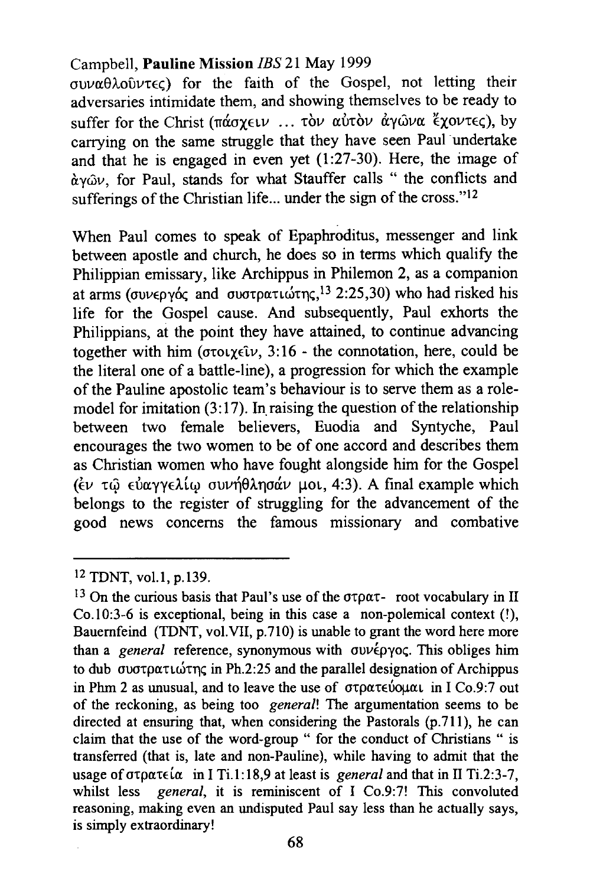συναθλοῦντες) for the faith of the Gospel, not letting their adversaries intimidate them, and showing themselves to be ready to suffer for the Christ (πάσχειν ... τὸν αὐτὸν ἀγῶνα ἔχοντες), by carrying on the same struggle that they have seen Paul undertake and that he is engaged in even yet (1:27-30). Here, the image of ἀγών, for Paul, stands for what Stauffer calls " the conflicts and sufferings of the Christian life... under the sign of the cross."[12]

When Paul comes to speak of Epaphroditus, messenger and link between apostle and church, he does so in terms which qualify the Philippian emissary, like Archippus in Philemon 2, as a companion at arms (συνεργός and συστρατιώτης,[13] 2:25,30) who had risked his life for the Gospel cause. And subsequently, Paul exhorts the Philippians, at the point they have attained, to continue advancing together with him (στοιχεῖν, 3:16 - the connotation, here, could be the literal one of a battle-line), a progression for which the example of the Pauline apostolic team's behaviour is to serve them as a role-model for imitation (3:17). In raising the question of the relationship between two female believers, Euodia and Syntyche, Paul encourages the two women to be of one accord and describes them as Christian women who have fought alongside him for the Gospel (ἐν τῷ εὐαγγελίῳ συνήθλησάν μοι, 4:3). A final example which belongs to the register of struggling for the advancement of the good news concerns the famous missionary and combative

---

[12] TDNT, vol.1, p.139.

[13] On the curious basis that Paul's use of the στρατ- root vocabulary in II Co.10:3-6 is exceptional, being in this case a non-polemical context (!), Bauernfeind (TDNT, vol.VII, p.710) is unable to grant the word here more than a *general* reference, synonymous with συνέργος. This obliges him to dub συστρατιώτης in Ph.2:25 and the parallel designation of Archippus in Phm 2 as unusual, and to leave the use of στρατεύομαι in I Co.9:7 out of the reckoning, as being too *general*! The argumentation seems to be directed at ensuring that, when considering the Pastorals (p.711), he can claim that the use of the word-group " for the conduct of Christians " is transferred (that is, late and non-Pauline), while having to admit that the usage of στρατεία in I Ti.1:18,9 at least is *general* and that in II Ti.2:3-7, whilst less *general*, it is reminiscent of I Co.9:7! This convoluted reasoning, making even an undisputed Paul say less than he actually says, is simply extraordinary!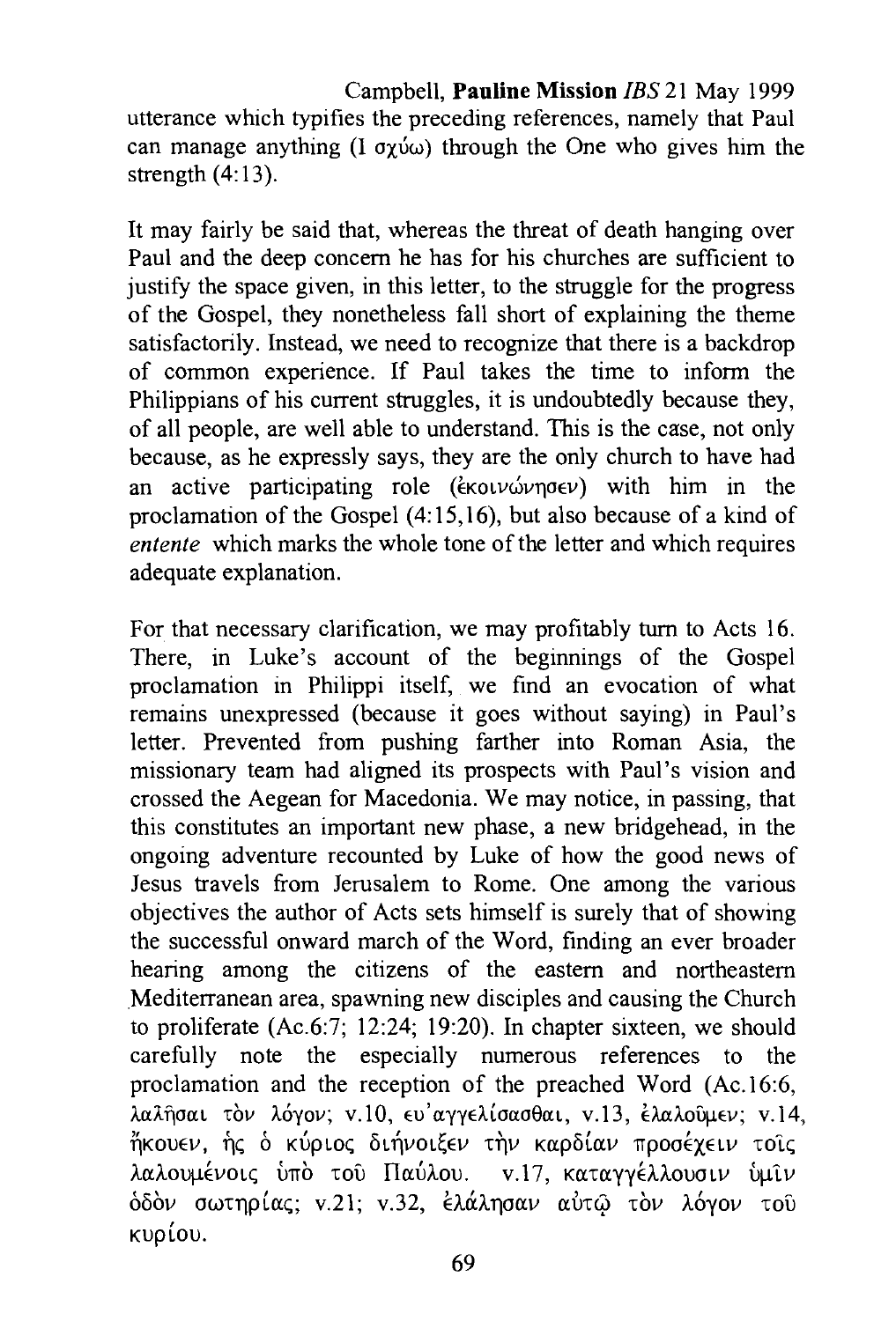utterance which typifies the preceding references, namely that Paul can manage anything (Ι σχύω) through the One who gives him the strength (4:13).

It may fairly be said that, whereas the threat of death hanging over Paul and the deep concern he has for his churches are sufficient to justify the space given, in this letter, to the struggle for the progress of the Gospel, they nonetheless fall short of explaining the theme satisfactorily. Instead, we need to recognize that there is a backdrop of common experience. If Paul takes the time to inform the Philippians of his current struggles, it is undoubtedly because they, of all people, are well able to understand. This is the case, not only because, as he expressly says, they are the only church to have had an active participating role (ἐκοινώνησεν) with him in the proclamation of the Gospel (4:15,16), but also because of a kind of *entente* which marks the whole tone of the letter and which requires adequate explanation.

For that necessary clarification, we may profitably turn to Acts 16. There, in Luke's account of the beginnings of the Gospel proclamation in Philippi itself, we find an evocation of what remains unexpressed (because it goes without saying) in Paul's letter. Prevented from pushing farther into Roman Asia, the missionary team had aligned its prospects with Paul's vision and crossed the Aegean for Macedonia. We may notice, in passing, that this constitutes an important new phase, a new bridgehead, in the ongoing adventure recounted by Luke of how the good news of Jesus travels from Jerusalem to Rome. One among the various objectives the author of Acts sets himself is surely that of showing the successful onward march of the Word, finding an ever broader hearing among the citizens of the eastern and northeastern Mediterranean area, spawning new disciples and causing the Church to proliferate (Ac.6:7; 12:24; 19:20). In chapter sixteen, we should carefully note the especially numerous references to the proclamation and the reception of the preached Word (Ac.16:6, λαλῆσαι τὸν λόγον; v.10, εὐαγγελίσασθαι, v.13, ἐλαλοῦμεν; v.14, ἤκουεν, ἧς ὁ κύριος διήνοιξεν τὴν καρδίαν προσέχειν τοῖς λαλουμένοις ὑπὸ τοῦ Παύλου. v.17, καταγγέλλουσιν ὑμῖν ὁδὸν σωτηρίας; v.21; v.32, ἐλάλησαν αὐτῷ τὸν λόγον τοῦ κυρίου.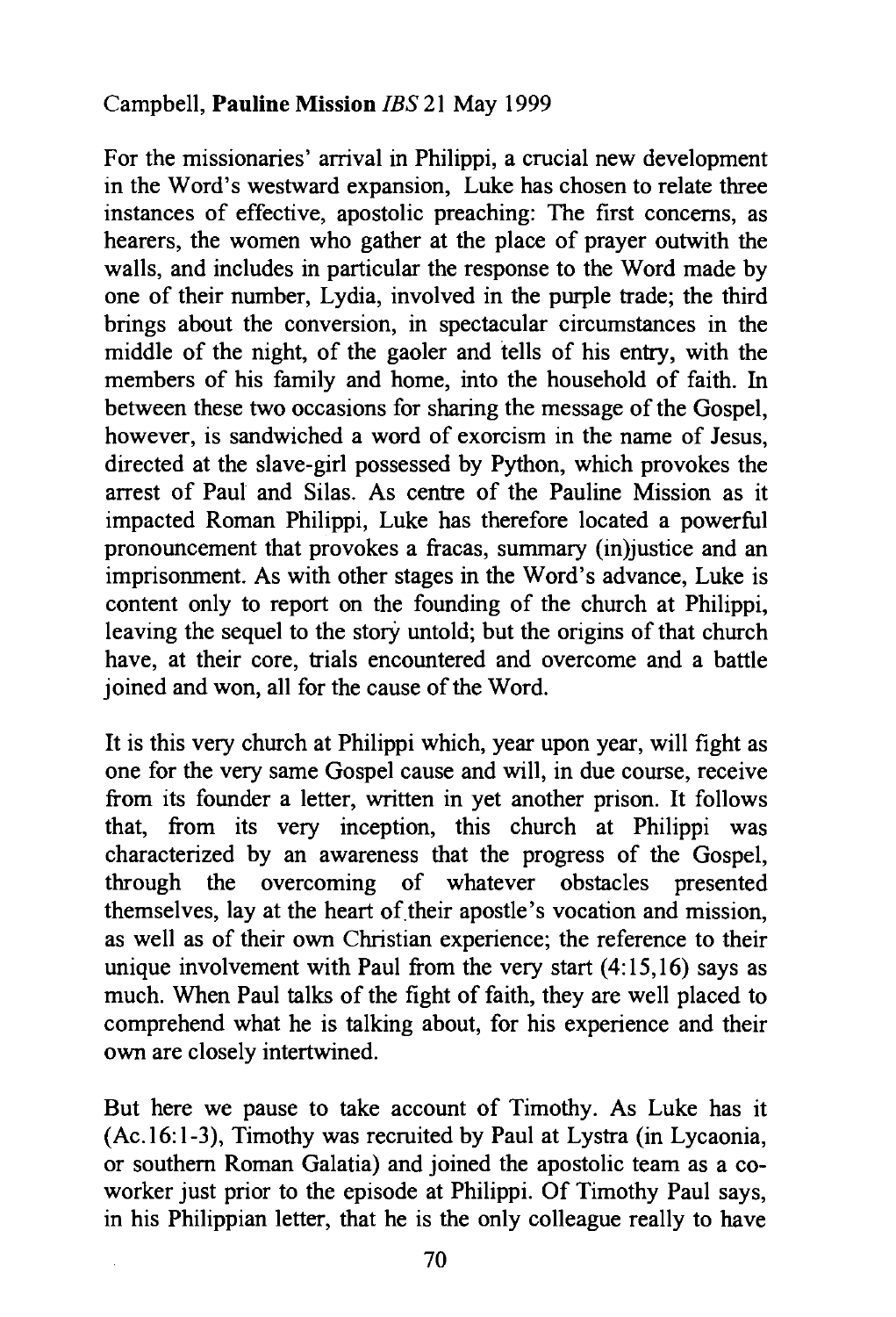For the missionaries' arrival in Philippi, a crucial new development in the Word's westward expansion, Luke has chosen to relate three instances of effective, apostolic preaching: The first concerns, as hearers, the women who gather at the place of prayer outwith the walls, and includes in particular the response to the Word made by one of their number, Lydia, involved in the purple trade; the third brings about the conversion, in spectacular circumstances in the middle of the night, of the gaoler and tells of his entry, with the members of his family and home, into the household of faith. In between these two occasions for sharing the message of the Gospel, however, is sandwiched a word of exorcism in the name of Jesus, directed at the slave-girl possessed by Python, which provokes the arrest of Paul and Silas. As centre of the Pauline Mission as it impacted Roman Philippi, Luke has therefore located a powerful pronouncement that provokes a fracas, summary (in)justice and an imprisonment. As with other stages in the Word's advance, Luke is content only to report on the founding of the church at Philippi, leaving the sequel to the story untold; but the origins of that church have, at their core, trials encountered and overcome and a battle joined and won, all for the cause of the Word.

It is this very church at Philippi which, year upon year, will fight as one for the very same Gospel cause and will, in due course, receive from its founder a letter, written in yet another prison. It follows that, from its very inception, this church at Philippi was characterized by an awareness that the progress of the Gospel, through the overcoming of whatever obstacles presented themselves, lay at the heart of their apostle's vocation and mission, as well as of their own Christian experience; the reference to their unique involvement with Paul from the very start (4:15,16) says as much. When Paul talks of the fight of faith, they are well placed to comprehend what he is talking about, for his experience and their own are closely intertwined.

But here we pause to take account of Timothy. As Luke has it (Ac.16:1-3), Timothy was recruited by Paul at Lystra (in Lycaonia, or southern Roman Galatia) and joined the apostolic team as a co-worker just prior to the episode at Philippi. Of Timothy Paul says, in his Philippian letter, that he is the only colleague really to have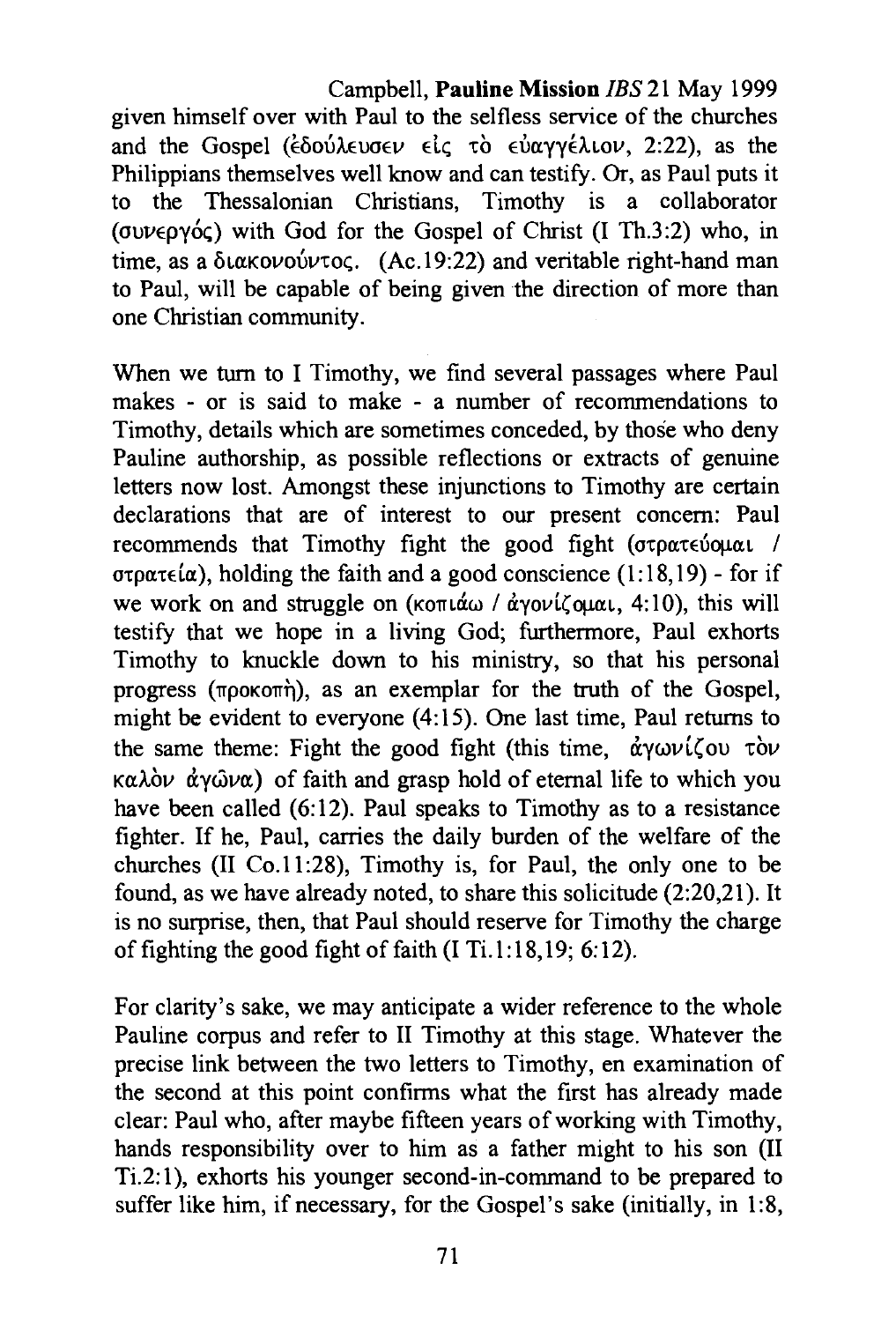given himself over with Paul to the selfless service of the churches and the Gospel (ἐδούλευσεν εἰς τὸ εὐαγγέλιον, 2:22), as the Philippians themselves well know and can testify. Or, as Paul puts it to the Thessalonian Christians, Timothy is a collaborator (συνεργός) with God for the Gospel of Christ (I Th.3:2) who, in time, as a διακονούντος. (Ac.19:22) and veritable right-hand man to Paul, will be capable of being given the direction of more than one Christian community.

When we turn to I Timothy, we find several passages where Paul makes - or is said to make - a number of recommendations to Timothy, details which are sometimes conceded, by those who deny Pauline authorship, as possible reflections or extracts of genuine letters now lost. Amongst these injunctions to Timothy are certain declarations that are of interest to our present concern: Paul recommends that Timothy fight the good fight (στρατεύομαι / στρατεία), holding the faith and a good conscience (1:18,19) - for if we work on and struggle on (κοπιάω / ἀγονίζομαι, 4:10), this will testify that we hope in a living God; furthermore, Paul exhorts Timothy to knuckle down to his ministry, so that his personal progress (προκοπή), as an exemplar for the truth of the Gospel, might be evident to everyone (4:15). One last time, Paul returns to the same theme: Fight the good fight (this time, ἀγωνίζου τὸν καλὸν ἀγῶνα) of faith and grasp hold of eternal life to which you have been called (6:12). Paul speaks to Timothy as to a resistance fighter. If he, Paul, carries the daily burden of the welfare of the churches (II Co.11:28), Timothy is, for Paul, the only one to be found, as we have already noted, to share this solicitude (2:20,21). It is no surprise, then, that Paul should reserve for Timothy the charge of fighting the good fight of faith (I Ti.1:18,19; 6:12).

For clarity's sake, we may anticipate a wider reference to the whole Pauline corpus and refer to II Timothy at this stage. Whatever the precise link between the two letters to Timothy, en examination of the second at this point confirms what the first has already made clear: Paul who, after maybe fifteen years of working with Timothy, hands responsibility over to him as a father might to his son (II Ti.2:1), exhorts his younger second-in-command to be prepared to suffer like him, if necessary, for the Gospel's sake (initially, in 1:8,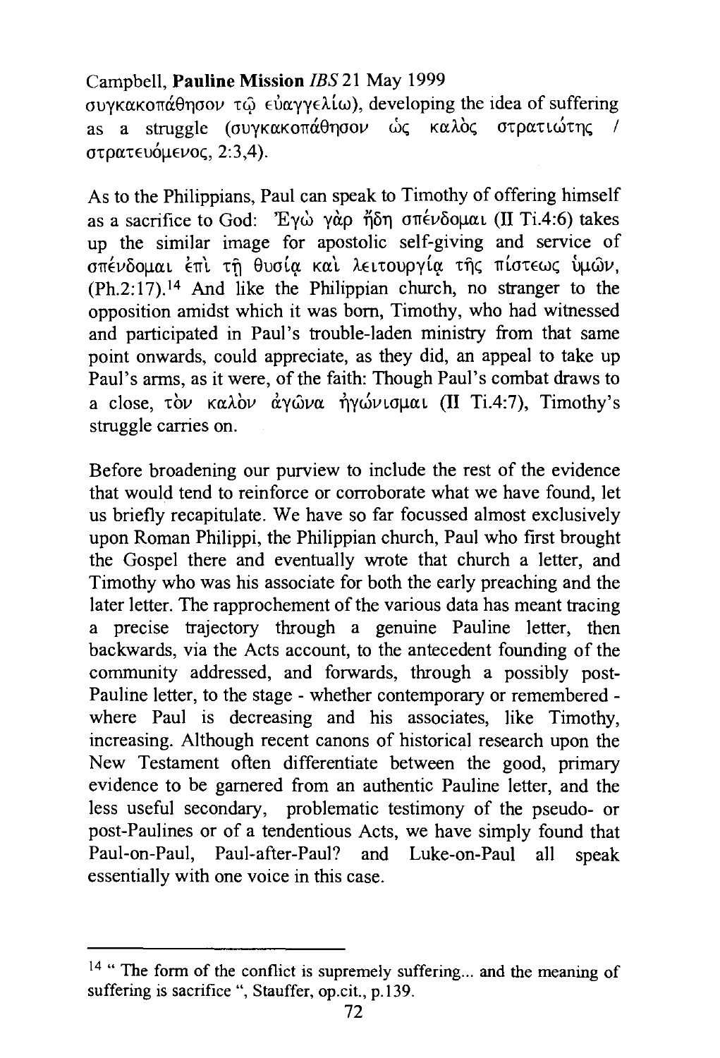συγκακοπάθησον τῷ εὐαγγελίῳ), developing the idea of suffering as a struggle (συγκακοπάθησον ὡς καλὸς στρατιώτης / στρατευόμενος, 2:3,4).

As to the Philippians, Paul can speak to Timothy of offering himself as a sacrifice to God: Ἐγὼ γὰρ ἤδη σπένδομαι (II Ti.4:6) takes up the similar image for apostolic self-giving and service of σπένδομαι ἐπὶ τῇ θυσίᾳ καὶ λειτουργίᾳ τῆς πίστεως ὑμῶν, (Ph.2:17).[14] And like the Philippian church, no stranger to the opposition amidst which it was born, Timothy, who had witnessed and participated in Paul's trouble-laden ministry from that same point onwards, could appreciate, as they did, an appeal to take up Paul's arms, as it were, of the faith: Though Paul's combat draws to a close, τὸν καλὸν ἀγῶνα ἠγώνισμαι (II Ti.4:7), Timothy's struggle carries on.

Before broadening our purview to include the rest of the evidence that would tend to reinforce or corroborate what we have found, let us briefly recapitulate. We have so far focussed almost exclusively upon Roman Philippi, the Philippian church, Paul who first brought the Gospel there and eventually wrote that church a letter, and Timothy who was his associate for both the early preaching and the later letter. The rapprochement of the various data has meant tracing a precise trajectory through a genuine Pauline letter, then backwards, via the Acts account, to the antecedent founding of the community addressed, and forwards, through a possibly post-Pauline letter, to the stage - whether contemporary or remembered - where Paul is decreasing and his associates, like Timothy, increasing. Although recent canons of historical research upon the New Testament often differentiate between the good, primary evidence to be garnered from an authentic Pauline letter, and the less useful secondary, problematic testimony of the pseudo- or post-Paulines or of a tendentious Acts, we have simply found that Paul-on-Paul, Paul-after-Paul? and Luke-on-Paul all speak essentially with one voice in this case.

---

[14] " The form of the conflict is supremely suffering... and the meaning of suffering is sacrifice ", Stauffer, op.cit., p.139.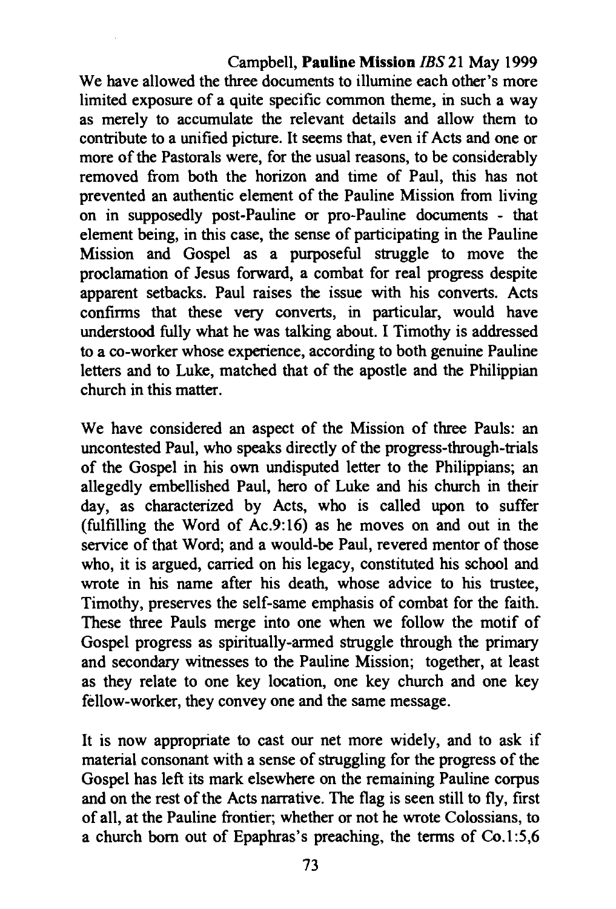We have allowed the three documents to illumine each other's more limited exposure of a quite specific common theme, in such a way as merely to accumulate the relevant details and allow them to contribute to a unified picture. It seems that, even if Acts and one or more of the Pastorals were, for the usual reasons, to be considerably removed from both the horizon and time of Paul, this has not prevented an authentic element of the Pauline Mission from living on in supposedly post-Pauline or pro-Pauline documents - that element being, in this case, the sense of participating in the Pauline Mission and Gospel as a purposeful struggle to move the proclamation of Jesus forward, a combat for real progress despite apparent setbacks. Paul raises the issue with his converts. Acts confirms that these very converts, in particular, would have understood fully what he was talking about. I Timothy is addressed to a co-worker whose experience, according to both genuine Pauline letters and to Luke, matched that of the apostle and the Philippian church in this matter.

We have considered an aspect of the Mission of three Pauls: an uncontested Paul, who speaks directly of the progress-through-trials of the Gospel in his own undisputed letter to the Philippians; an allegedly embellished Paul, hero of Luke and his church in their day, as characterized by Acts, who is called upon to suffer (fulfilling the Word of Ac.9:16) as he moves on and out in the service of that Word; and a would-be Paul, revered mentor of those who, it is argued, carried on his legacy, constituted his school and wrote in his name after his death, whose advice to his trustee, Timothy, preserves the self-same emphasis of combat for the faith. These three Pauls merge into one when we follow the motif of Gospel progress as spiritually-armed struggle through the primary and secondary witnesses to the Pauline Mission; together, at least as they relate to one key location, one key church and one key fellow-worker, they convey one and the same message.

It is now appropriate to cast our net more widely, and to ask if material consonant with a sense of struggling for the progress of the Gospel has left its mark elsewhere on the remaining Pauline corpus and on the rest of the Acts narrative. The flag is seen still to fly, first of all, at the Pauline frontier; whether or not he wrote Colossians, to a church born out of Epaphras's preaching, the terms of Co.1:5,6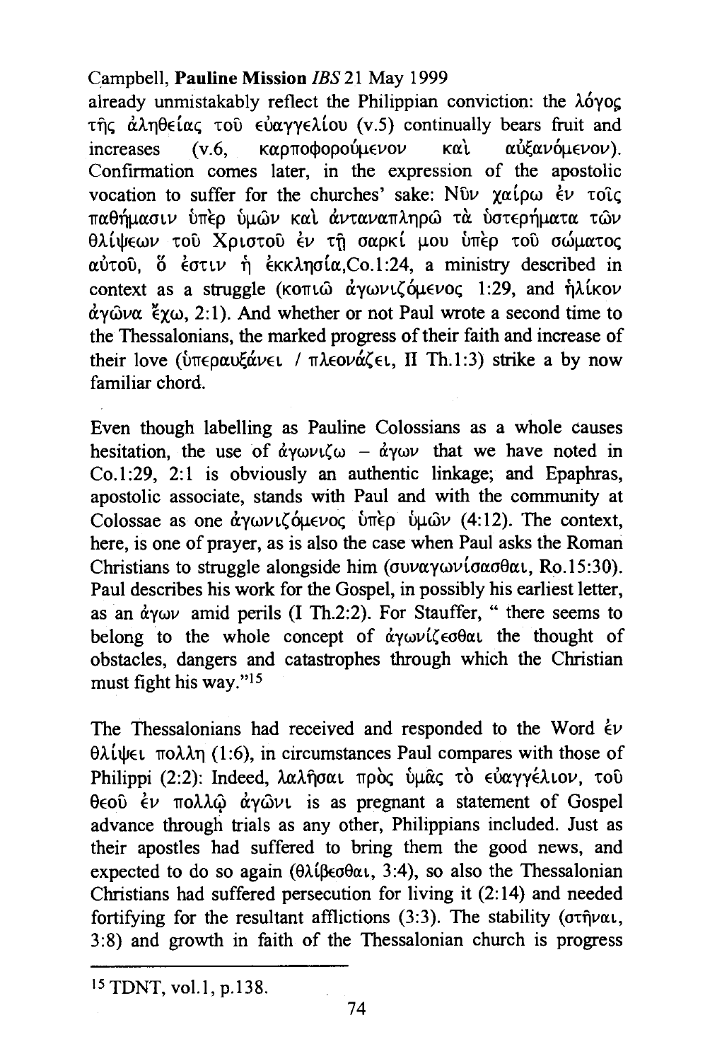already unmistakably reflect the Philippian conviction: the λόγος τῆς ἀληθείας τοῦ εὐαγγελίου (v.5) continually bears fruit and increases (v.6, καρποφορούμενον καὶ αὐξανόμενον). Confirmation comes later, in the expression of the apostolic vocation to suffer for the churches' sake: Νῦν χαίρω ἐν τοῖς παθήμασιν ὑπὲρ ὑμῶν καὶ ἀνταναπληρῶ τὰ ὑστερήματα τῶν θλίψεων τοῦ Χριστοῦ ἐν τῇ σαρκί μου ὑπὲρ τοῦ σώματος αὐτοῦ, ὅ ἐστιν ἡ ἐκκλησία,Co.1:24, a ministry described in context as a struggle (κοπιῶ ἀγωνιζόμενος 1:29, and ἡλίκον ἀγῶνα ἔχω, 2:1). And whether or not Paul wrote a second time to the Thessalonians, the marked progress of their faith and increase of their love (ὑπεραυξάνει / πλεονάζει, II Th.1:3) strike a by now familiar chord.

Even though labelling as Pauline Colossians as a whole causes hesitation, the use of ἀγωνιζω – ἀγων that we have noted in Co.1:29, 2:1 is obviously an authentic linkage; and Epaphras, apostolic associate, stands with Paul and with the community at Colossae as one ἀγωνιζόμενος ὑπὲρ ὑμῶν (4:12). The context, here, is one of prayer, as is also the case when Paul asks the Roman Christians to struggle alongside him (συναγωνίσασθαι, Ro.15:30). Paul describes his work for the Gospel, in possibly his earliest letter, as an ἀγων amid perils (I Th.2:2). For Stauffer, " there seems to belong to the whole concept of ἀγωνίζεσθαι the thought of obstacles, dangers and catastrophes through which the Christian must fight his way."[15]

The Thessalonians had received and responded to the Word ἐν θλίψει πολλῃ (1:6), in circumstances Paul compares with those of Philippi (2:2): Indeed, λαλῆσαι πρὸς ὑμᾶς τὸ εὐαγγέλιον, τοῦ θεοῦ ἐν πολλῷ ἀγῶνι is as pregnant a statement of Gospel advance through trials as any other, Philippians included. Just as their apostles had suffered to bring them the good news, and expected to do so again (θλίβεσθαι, 3:4), so also the Thessalonian Christians had suffered persecution for living it (2:14) and needed fortifying for the resultant afflictions (3:3). The stability (στῆναι, 3:8) and growth in faith of the Thessalonian church is progress

---

[15] TDNT, vol.1, p.138.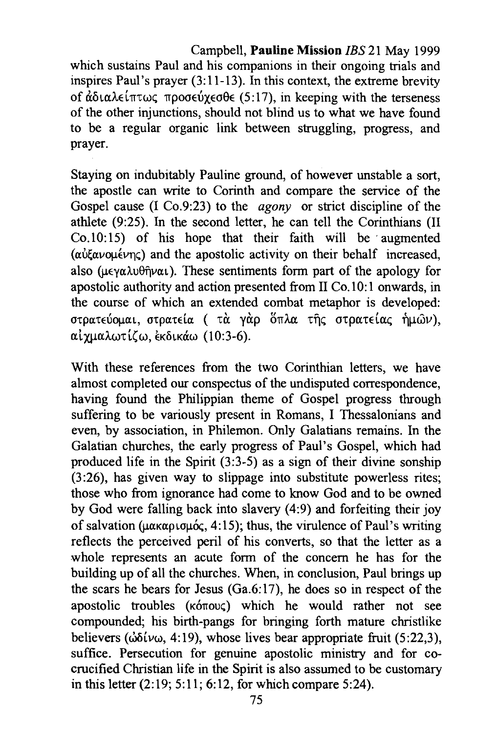which sustains Paul and his companions in their ongoing trials and inspires Paul's prayer (3:11-13). In this context, the extreme brevity of ἀδιαλείπτως προσεύχεσθε (5:17), in keeping with the terseness of the other injunctions, should not blind us to what we have found to be a regular organic link between struggling, progress, and prayer.

Staying on indubitably Pauline ground, of however unstable a sort, the apostle can write to Corinth and compare the service of the Gospel cause (I Co.9:23) to the *agony* or strict discipline of the athlete (9:25). In the second letter, he can tell the Corinthians (II Co.10:15) of his hope that their faith will be augmented (αὐξανομένης) and the apostolic activity on their behalf increased, also (μεγαλυθῆναι). These sentiments form part of the apology for apostolic authority and action presented from II Co.10:1 onwards, in the course of which an extended combat metaphor is developed: στρατεύομαι, στρατεία ( τὰ γὰρ ὅπλα τῆς στρατείας ἡμῶν), αἰχμαλωτίζω, ἐκδικάω (10:3-6).

With these references from the two Corinthian letters, we have almost completed our conspectus of the undisputed correspondence, having found the Philippian theme of Gospel progress through suffering to be variously present in Romans, I Thessalonians and even, by association, in Philemon. Only Galatians remains. In the Galatian churches, the early progress of Paul's Gospel, which had produced life in the Spirit (3:3-5) as a sign of their divine sonship (3:26), has given way to slippage into substitute powerless rites; those who from ignorance had come to know God and to be owned by God were falling back into slavery (4:9) and forfeiting their joy of salvation (μακαρισμός, 4:15); thus, the virulence of Paul's writing reflects the perceived peril of his converts, so that the letter as a whole represents an acute form of the concern he has for the building up of all the churches. When, in conclusion, Paul brings up the scars he bears for Jesus (Ga.6:17), he does so in respect of the apostolic troubles (κόπους) which he would rather not see compounded; his birth-pangs for bringing forth mature christlike believers (ὠδίνω, 4:19), whose lives bear appropriate fruit (5:22,3), suffice. Persecution for genuine apostolic ministry and for co-crucified Christian life in the Spirit is also assumed to be customary in this letter (2:19; 5:11; 6:12, for which compare 5:24).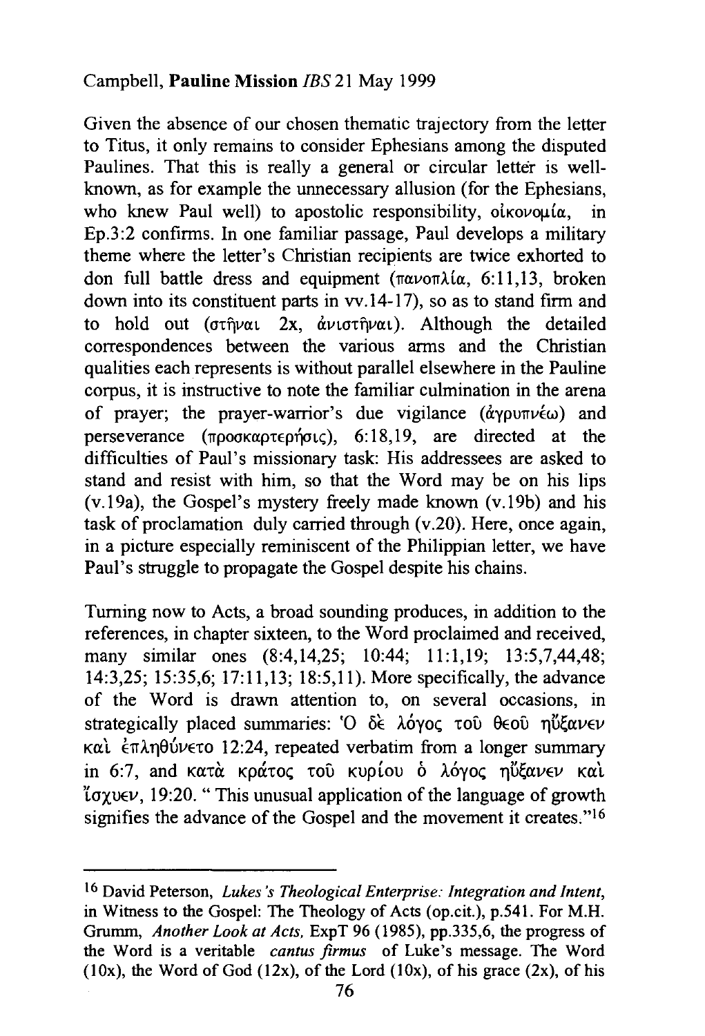Given the absence of our chosen thematic trajectory from the letter to Titus, it only remains to consider Ephesians among the disputed Paulines. That this is really a general or circular letter is well-known, as for example the unnecessary allusion (for the Ephesians, who knew Paul well) to apostolic responsibility, οἰκονομία, in Ep.3:2 confirms. In one familiar passage, Paul develops a military theme where the letter's Christian recipients are twice exhorted to don full battle dress and equipment (πανοπλία, 6:11,13, broken down into its constituent parts in vv.14-17), so as to stand firm and to hold out (στῆναι 2x, ἀντιστῆναι). Although the detailed correspondences between the various arms and the Christian qualities each represents is without parallel elsewhere in the Pauline corpus, it is instructive to note the familiar culmination in the arena of prayer; the prayer-warrior's due vigilance (ἀγρυπνέω) and perseverance (προσκαρτερήσις), 6:18,19, are directed at the difficulties of Paul's missionary task: His addressees are asked to stand and resist with him, so that the Word may be on his lips (v.19a), the Gospel's mystery freely made known (v.19b) and his task of proclamation duly carried through (v.20). Here, once again, in a picture especially reminiscent of the Philippian letter, we have Paul's struggle to propagate the Gospel despite his chains.

Turning now to Acts, a broad sounding produces, in addition to the references, in chapter sixteen, to the Word proclaimed and received, many similar ones (8:4,14,25; 10:44; 11:1,19; 13:5,7,44,48; 14:3,25; 15:35,6; 17:11,13; 18:5,11). More specifically, the advance of the Word is drawn attention to, on several occasions, in strategically placed summaries: Ὁ δὲ λόγος τοῦ θεοῦ ηὔξανεν καὶ ἐπληθύνετο 12:24, repeated verbatim from a longer summary in 6:7, and κατὰ κράτος τοῦ κυρίου ὁ λόγος ηὔξανεν καὶ ἴσχυεν, 19:20. " This unusual application of the language of growth signifies the advance of the Gospel and the movement it creates."[16]

---

[16] David Peterson, *Lukes's Theological Enterprise: Integration and Intent,* in Witness to the Gospel: The Theology of Acts (op.cit.), p.541. For M.H. Grumm, *Another Look at Acts,* ExpT 96 (1985), pp.335,6, the progress of the Word is a veritable *cantus firmus* of Luke's message. The Word (10x), the Word of God (12x), of the Lord (10x), of his grace (2x), of his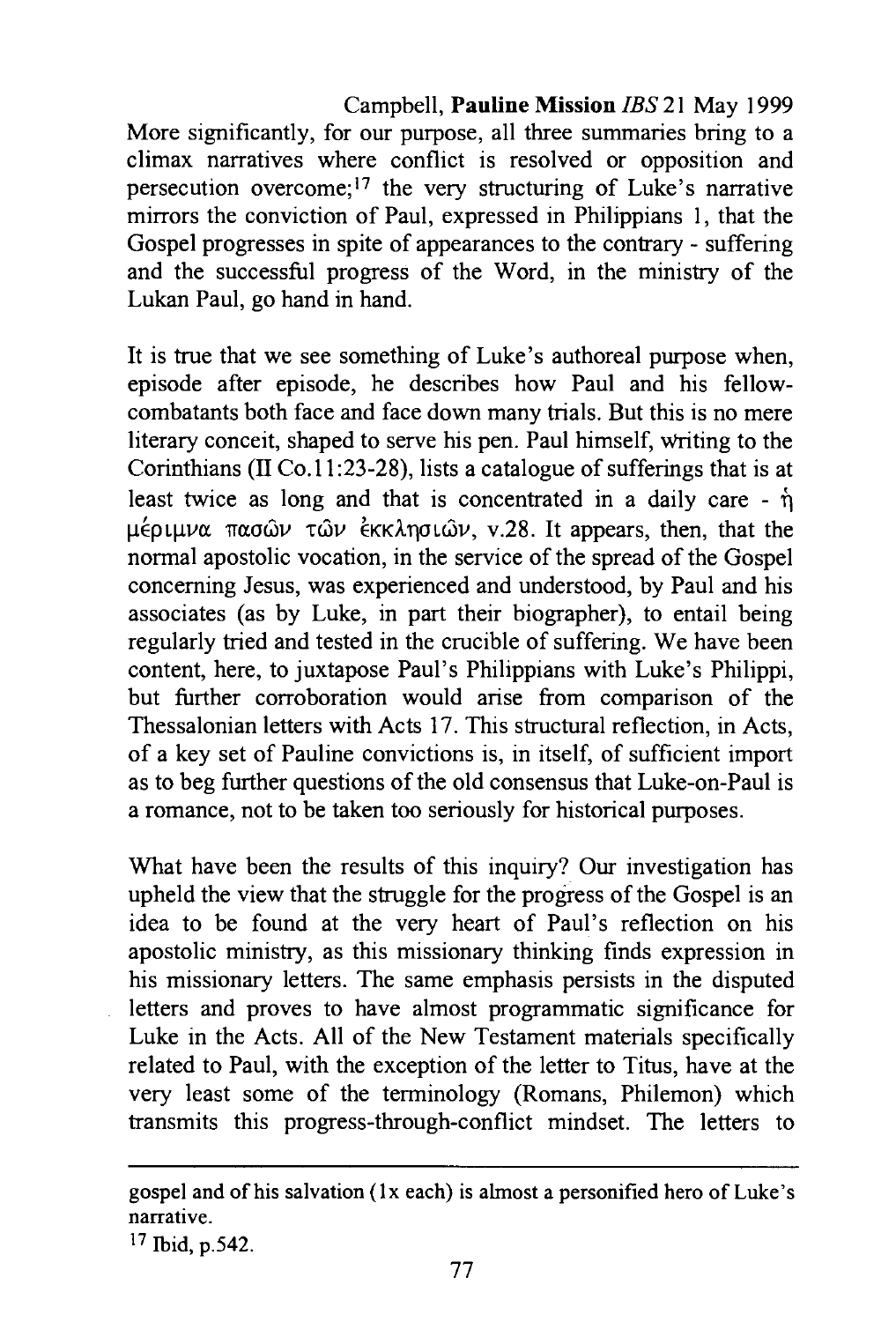More significantly, for our purpose, all three summaries bring to a climax narratives where conflict is resolved or opposition and persecution overcome;[17] the very structuring of Luke's narrative mirrors the conviction of Paul, expressed in Philippians 1, that the Gospel progresses in spite of appearances to the contrary - suffering and the successful progress of the Word, in the ministry of the Lukan Paul, go hand in hand.

It is true that we see something of Luke's authoreal purpose when, episode after episode, he describes how Paul and his fellow-combatants both face and face down many trials. But this is no mere literary conceit, shaped to serve his pen. Paul himself, writing to the Corinthians (II Co.11:23-28), lists a catalogue of sufferings that is at least twice as long and that is concentrated in a daily care - ἡ μέριμνα πασῶν τῶν ἐκκλησιῶν, v.28. It appears, then, that the normal apostolic vocation, in the service of the spread of the Gospel concerning Jesus, was experienced and understood, by Paul and his associates (as by Luke, in part their biographer), to entail being regularly tried and tested in the crucible of suffering. We have been content, here, to juxtapose Paul's Philippians with Luke's Philippi, but further corroboration would arise from comparison of the Thessalonian letters with Acts 17. This structural reflection, in Acts, of a key set of Pauline convictions is, in itself, of sufficient import as to beg further questions of the old consensus that Luke-on-Paul is a romance, not to be taken too seriously for historical purposes.

What have been the results of this inquiry? Our investigation has upheld the view that the struggle for the progress of the Gospel is an idea to be found at the very heart of Paul's reflection on his apostolic ministry, as this missionary thinking finds expression in his missionary letters. The same emphasis persists in the disputed letters and proves to have almost programmatic significance for Luke in the Acts. All of the New Testament materials specifically related to Paul, with the exception of the letter to Titus, have at the very least some of the terminology (Romans, Philemon) which transmits this progress-through-conflict mindset. The letters to

---

gospel and of his salvation (1x each) is almost a personified hero of Luke's narrative.

[17] Ibid, p.542.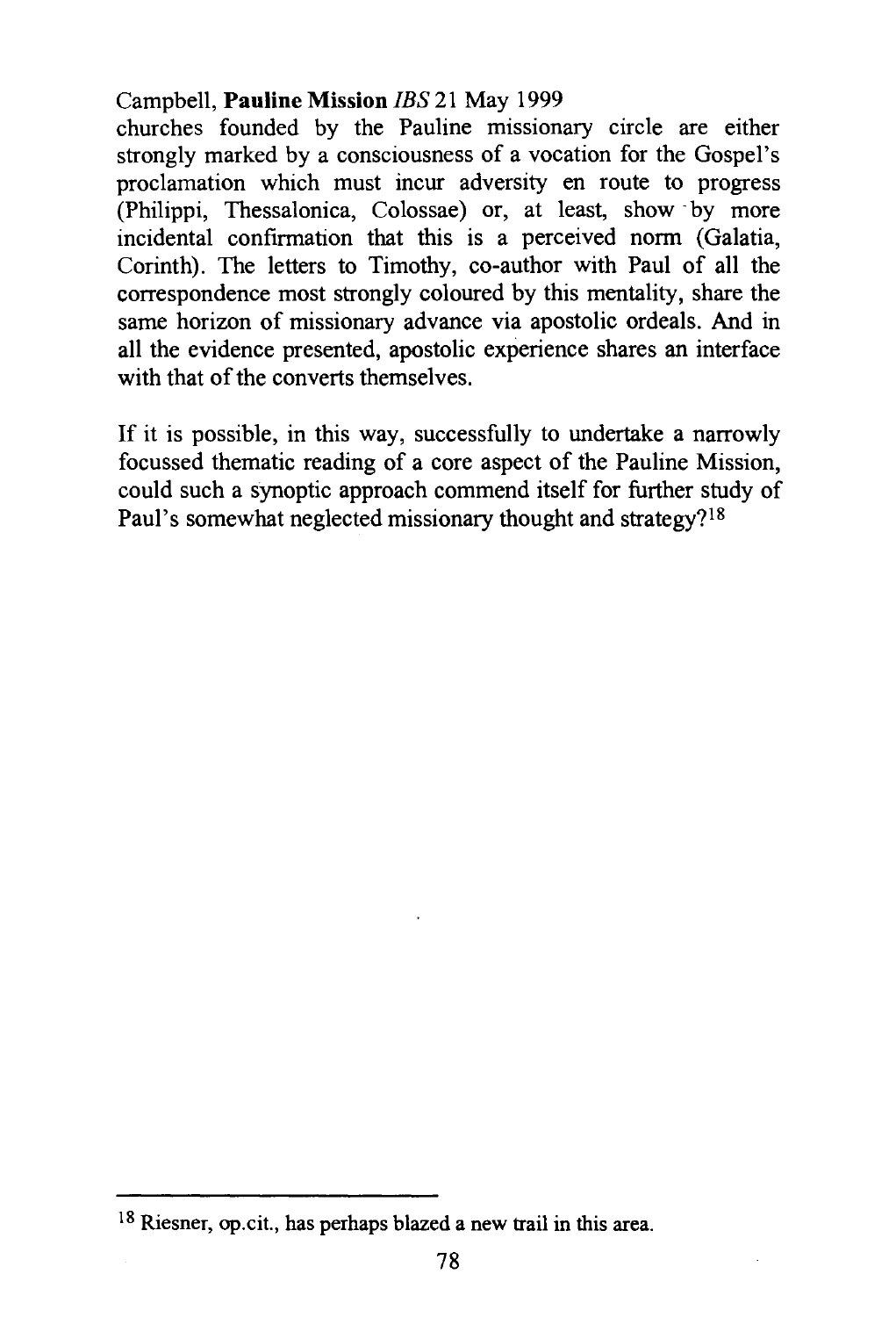churches founded by the Pauline missionary circle are either strongly marked by a consciousness of a vocation for the Gospel's proclamation which must incur adversity en route to progress (Philippi, Thessalonica, Colossae) or, at least, show by more incidental confirmation that this is a perceived norm (Galatia, Corinth). The letters to Timothy, co-author with Paul of all the correspondence most strongly coloured by this mentality, share the same horizon of missionary advance via apostolic ordeals. And in all the evidence presented, apostolic experience shares an interface with that of the converts themselves.

If it is possible, in this way, successfully to undertake a narrowly focussed thematic reading of a core aspect of the Pauline Mission, could such a synoptic approach commend itself for further study of Paul's somewhat neglected missionary thought and strategy?[18]

---

[18] Riesner, op.cit., has perhaps blazed a new trail in this area.